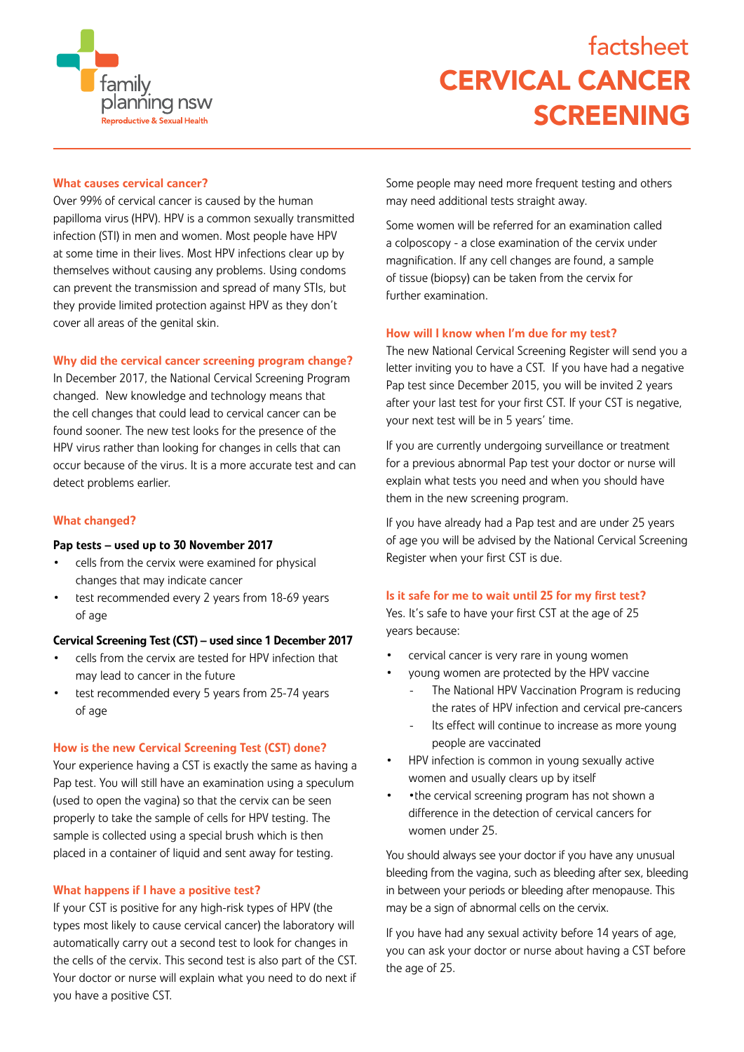family planning nsw
Reproductive & Sexual Health

# factsheet CERVICAL CANCER SCREENING

### What causes cervical cancer?

Over 99% of cervical cancer is caused by the human papilloma virus (HPV). HPV is a common sexually transmitted infection (STI) in men and women. Most people have HPV at some time in their lives. Most HPV infections clear up by themselves without causing any problems. Using condoms can prevent the transmission and spread of many STIs, but they provide limited protection against HPV as they don't cover all areas of the genital skin.

### Why did the cervical cancer screening program change?

In December 2017, the National Cervical Screening Program changed. New knowledge and technology means that the cell changes that could lead to cervical cancer can be found sooner. The new test looks for the presence of the HPV virus rather than looking for changes in cells that can occur because of the virus. It is a more accurate test and can detect problems earlier.

### What changed?

**Pap tests – used up to 30 November 2017**

- cells from the cervix were examined for physical changes that may indicate cancer
- test recommended every 2 years from 18-69 years of age

**Cervical Screening Test (CST) – used since 1 December 2017**

- cells from the cervix are tested for HPV infection that may lead to cancer in the future
- test recommended every 5 years from 25-74 years of age

### How is the new Cervical Screening Test (CST) done?

Your experience having a CST is exactly the same as having a Pap test. You will still have an examination using a speculum (used to open the vagina) so that the cervix can be seen properly to take the sample of cells for HPV testing. The sample is collected using a special brush which is then placed in a container of liquid and sent away for testing.

### What happens if I have a positive test?

If your CST is positive for any high-risk types of HPV (the types most likely to cause cervical cancer) the laboratory will automatically carry out a second test to look for changes in the cells of the cervix. This second test is also part of the CST. Your doctor or nurse will explain what you need to do next if you have a positive CST.

Some people may need more frequent testing and others may need additional tests straight away.

Some women will be referred for an examination called a colposcopy - a close examination of the cervix under magnification. If any cell changes are found, a sample of tissue (biopsy) can be taken from the cervix for further examination.

### How will I know when I'm due for my test?

The new National Cervical Screening Register will send you a letter inviting you to have a CST. If you have had a negative Pap test since December 2015, you will be invited 2 years after your last test for your first CST. If your CST is negative, your next test will be in 5 years' time.

If you are currently undergoing surveillance or treatment for a previous abnormal Pap test your doctor or nurse will explain what tests you need and when you should have them in the new screening program.

If you have already had a Pap test and are under 25 years of age you will be advised by the National Cervical Screening Register when your first CST is due.

### Is it safe for me to wait until 25 for my first test?

Yes. It's safe to have your first CST at the age of 25 years because:

- cervical cancer is very rare in young women
- young women are protected by the HPV vaccine
  - The National HPV Vaccination Program is reducing the rates of HPV infection and cervical pre-cancers
  - Its effect will continue to increase as more young people are vaccinated
- HPV infection is common in young sexually active women and usually clears up by itself
- •the cervical screening program has not shown a difference in the detection of cervical cancers for women under 25.

You should always see your doctor if you have any unusual bleeding from the vagina, such as bleeding after sex, bleeding in between your periods or bleeding after menopause. This may be a sign of abnormal cells on the cervix.

If you have had any sexual activity before 14 years of age, you can ask your doctor or nurse about having a CST before the age of 25.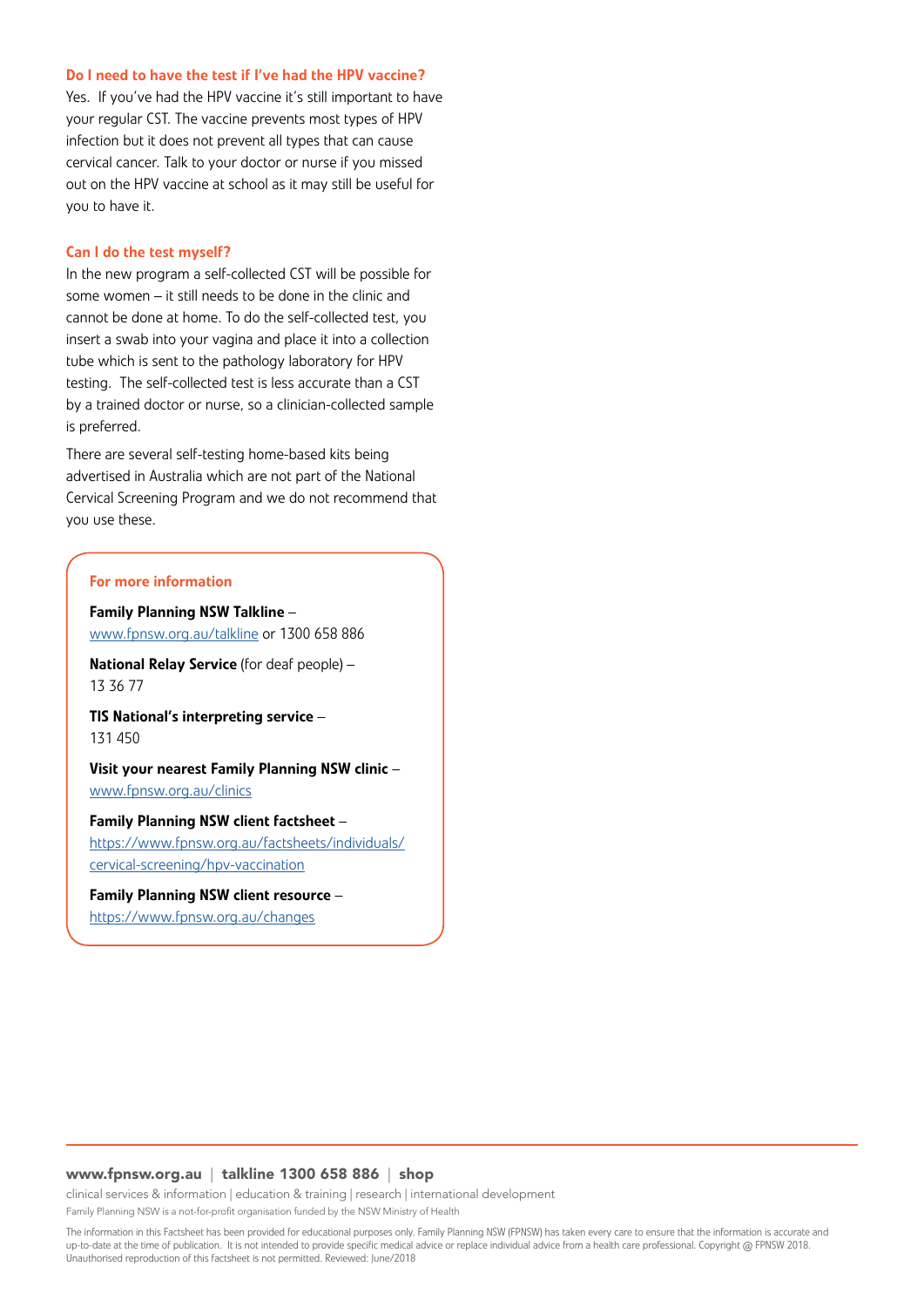### Do I need to have the test if I've had the HPV vaccine?

Yes. If you've had the HPV vaccine it's still important to have your regular CST. The vaccine prevents most types of HPV infection but it does not prevent all types that can cause cervical cancer. Talk to your doctor or nurse if you missed out on the HPV vaccine at school as it may still be useful for you to have it.

### Can I do the test myself?

In the new program a self-collected CST will be possible for some women – it still needs to be done in the clinic and cannot be done at home. To do the self-collected test, you insert a swab into your vagina and place it into a collection tube which is sent to the pathology laboratory for HPV testing. The self-collected test is less accurate than a CST by a trained doctor or nurse, so a clinician-collected sample is preferred.

There are several self-testing home-based kits being advertised in Australia which are not part of the National Cervical Screening Program and we do not recommend that you use these.

### For more information

**Family Planning NSW Talkline** – www.fpnsw.org.au/talkline or 1300 658 886

**National Relay Service** (for deaf people) – 13 36 77

**TIS National's interpreting service** – 131 450

**Visit your nearest Family Planning NSW clinic** – www.fpnsw.org.au/clinics

**Family Planning NSW client factsheet** – https://www.fpnsw.org.au/factsheets/individuals/cervical-screening/hpv-vaccination

**Family Planning NSW client resource** – https://www.fpnsw.org.au/changes

**www.fpnsw.org.au** | **talkline 1300 658 886** | **shop**

clinical services & information | education & training | research | international development

Family Planning NSW is a not-for-profit organisation funded by the NSW Ministry of Health

The information in this Factsheet has been provided for educational purposes only. Family Planning NSW (FPNSW) has taken every care to ensure that the information is accurate and up-to-date at the time of publication. It is not intended to provide specific medical advice or replace individual advice from a health care professional. Copyright @ FPNSW 2018. Unauthorised reproduction of this factsheet is not permitted. Reviewed: June/2018